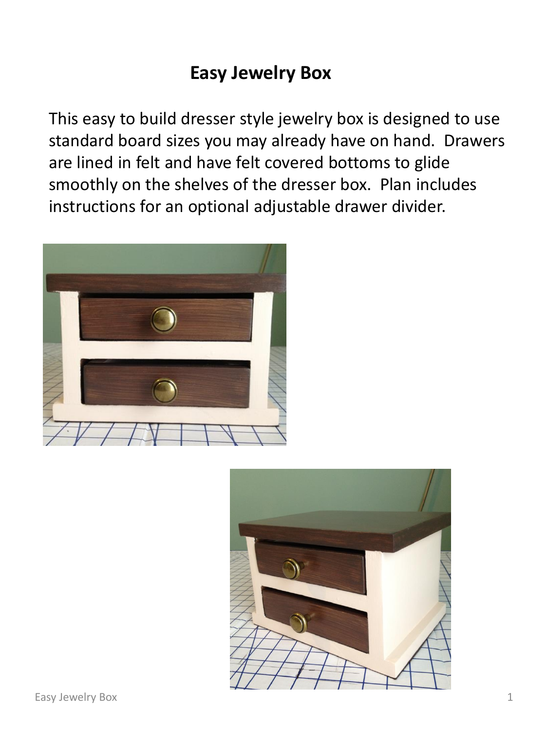# Easy Jewelry Box

This easy to build dresser style jewelry box is designed to use standard board sizes you may already have on hand. Drawers are lined in felt and have felt covered bottoms to glide smoothly on the shelves of the dresser box. Plan includes instructions for an optional adjustable drawer divider.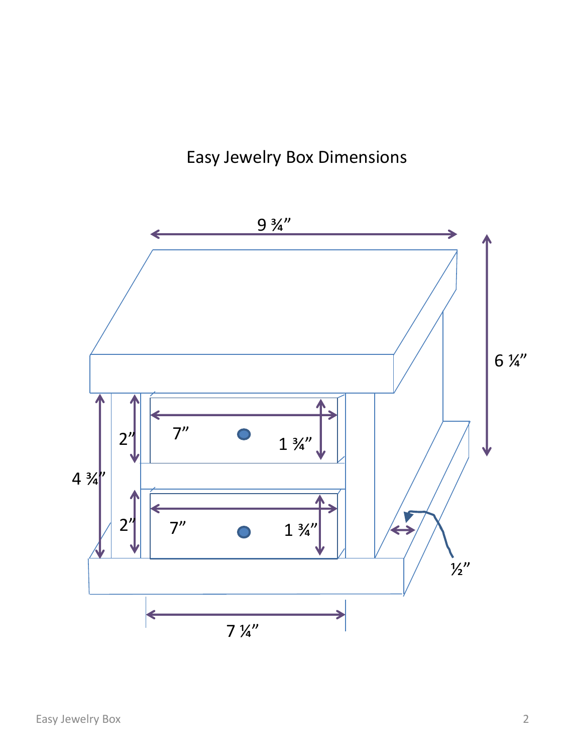# Easy Jewelry Box Dimensions

9 ¾”

6 ¼”

4 ¾”

2”

7”

1 ¾”

2”

7”

1 ¾”

½”

7 ¼”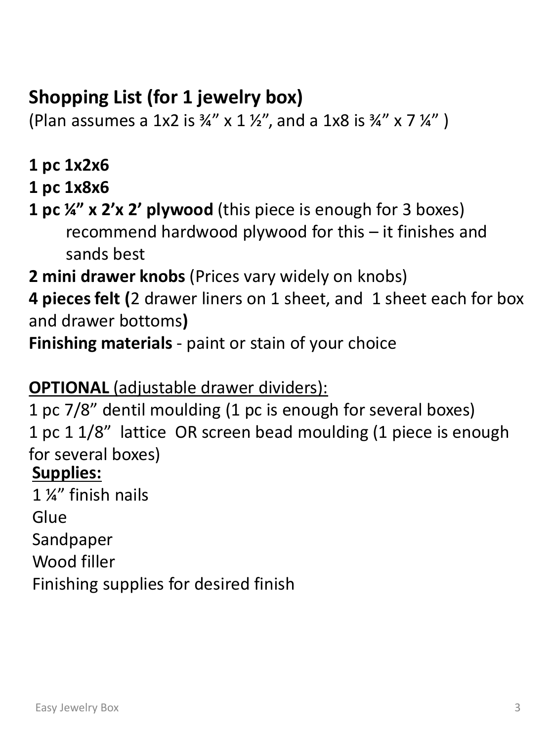## Shopping List (for 1 jewelry box)

(Plan assumes a 1x2 is ¾" x 1 ½", and a 1x8 is ¾" x 7 ¼" )

**1 pc 1x2x6**

**1 pc 1x8x6**

**1 pc ¼" x 2'x 2' plywood** (this piece is enough for 3 boxes)
recommend hardwood plywood for this – it finishes and sands best

**2 mini drawer knobs** (Prices vary widely on knobs)

**4 pieces felt (**2 drawer liners on 1 sheet, and 1 sheet each for box and drawer bottoms**)**

**Finishing materials** - paint or stain of your choice

**<u>OPTIONAL</u>** <u>(adjustable drawer dividers):</u>

1 pc 7/8" dentil moulding (1 pc is enough for several boxes)

1 pc 1 1/8" lattice OR screen bead moulding (1 piece is enough for several boxes)

**<u>Supplies:</u>**

1 ¼" finish nails

Glue

Sandpaper

Wood filler

Finishing supplies for desired finish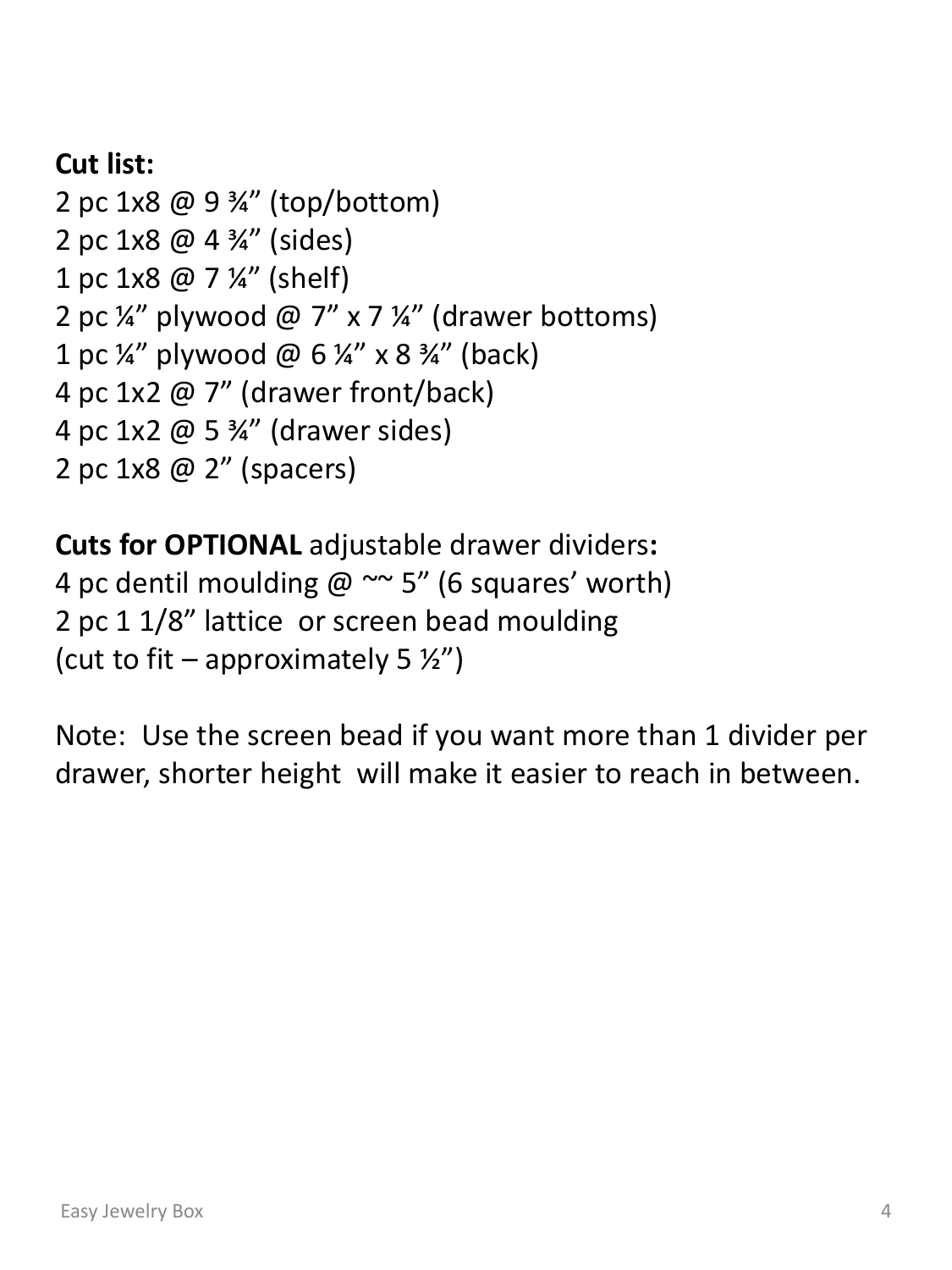**Cut list:**
2 pc 1x8 @ 9 ¾” (top/bottom)
2 pc 1x8 @ 4 ¾” (sides)
1 pc 1x8 @ 7 ¼” (shelf)
2 pc ¼” plywood @ 7” x 7 ¼” (drawer bottoms)
1 pc ¼” plywood @ 6 ¼” x 8 ¾” (back)
4 pc 1x2 @ 7” (drawer front/back)
4 pc 1x2 @ 5 ¾” (drawer sides)
2 pc 1x8 @ 2” (spacers)

**Cuts for OPTIONAL** adjustable drawer dividers**:**
4 pc dentil moulding @ ~~ 5” (6 squares’ worth)
2 pc 1 1/8” lattice or screen bead moulding
(cut to fit – approximately 5 ½”)

Note: Use the screen bead if you want more than 1 divider per drawer, shorter height will make it easier to reach in between.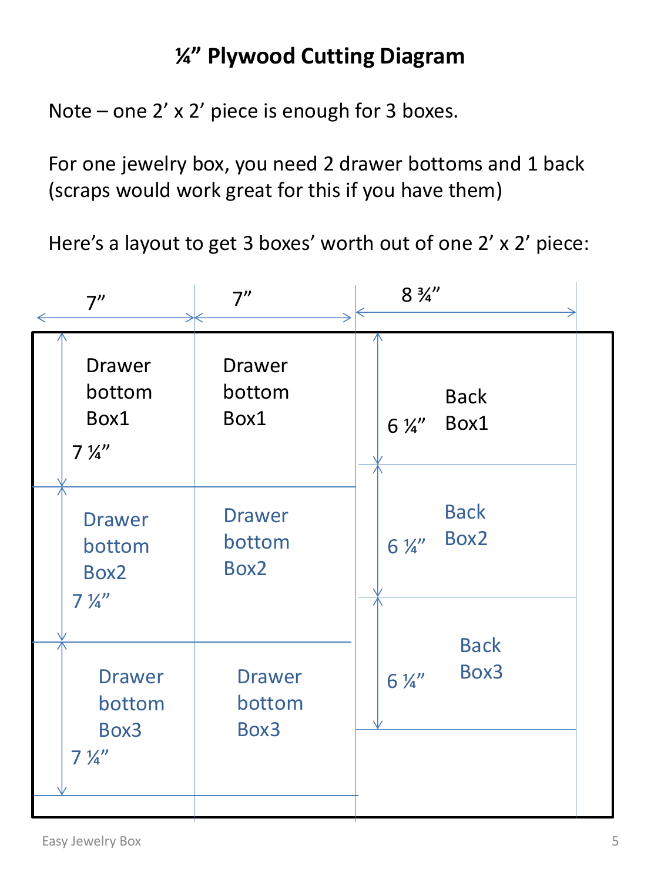# ¼" Plywood Cutting Diagram

Note – one 2' x 2' piece is enough for 3 boxes.

For one jewelry box, you need 2 drawer bottoms and 1 back (scraps would work great for this if you have them)

Here's a layout to get 3 boxes' worth out of one 2' x 2' piece:

| 7" | 7" | 8 ¾" |
|---|---|---|
| Drawer bottom Box1 (7 ¼") | Drawer bottom Box1 | Back Box1 (6 ¼") |
| Drawer bottom Box2 (7 ¼") | Drawer bottom Box2 | Back Box2 (6 ¼") |
| Drawer bottom Box3 (7 ¼") | Drawer bottom Box3 | Back Box3 (6 ¼") |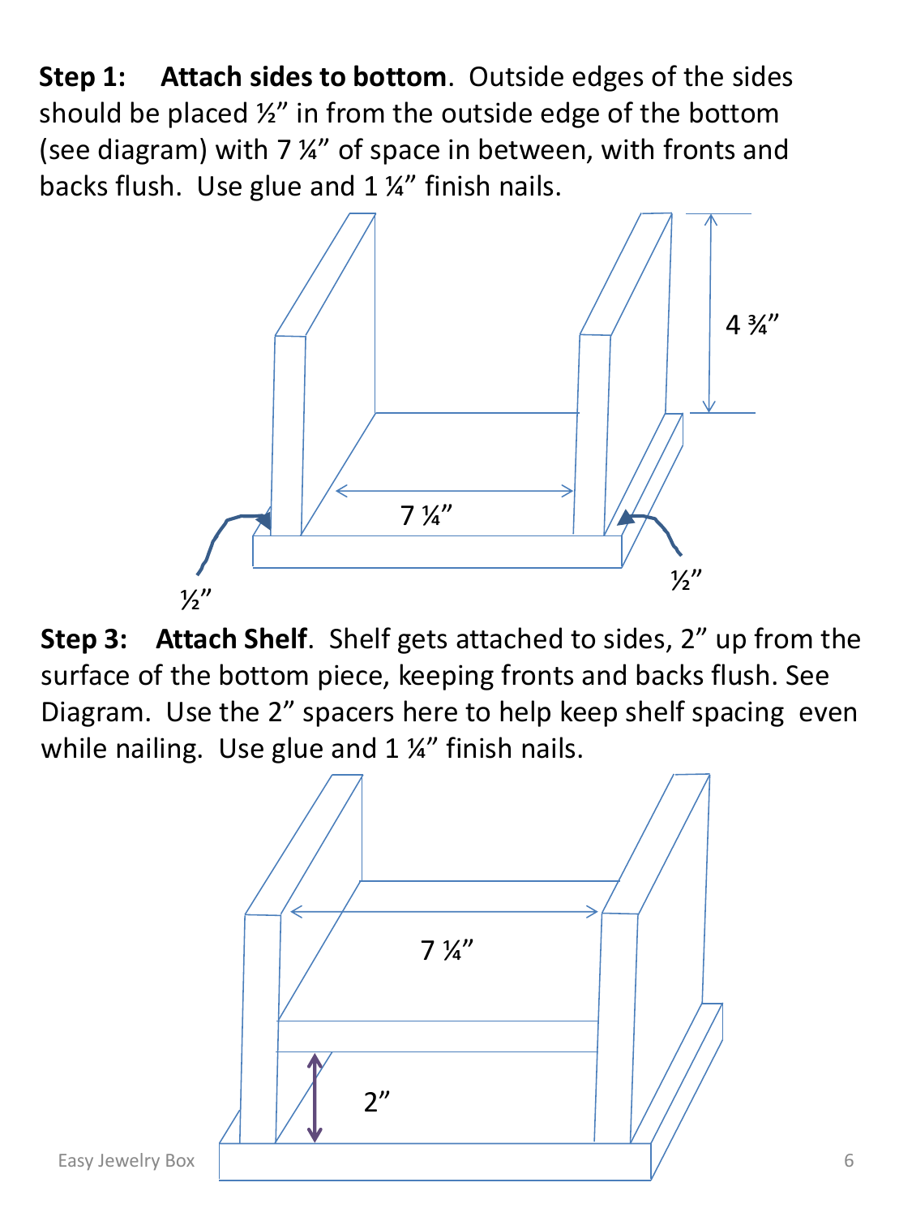**Step 1: Attach sides to bottom**. Outside edges of the sides should be placed ½" in from the outside edge of the bottom (see diagram) with 7 ¼" of space in between, with fronts and backs flush. Use glue and 1 ¼" finish nails.

**Step 3: Attach Shelf**. Shelf gets attached to sides, 2" up from the surface of the bottom piece, keeping fronts and backs flush. See Diagram. Use the 2" spacers here to help keep shelf spacing even while nailing. Use glue and 1 ¼" finish nails.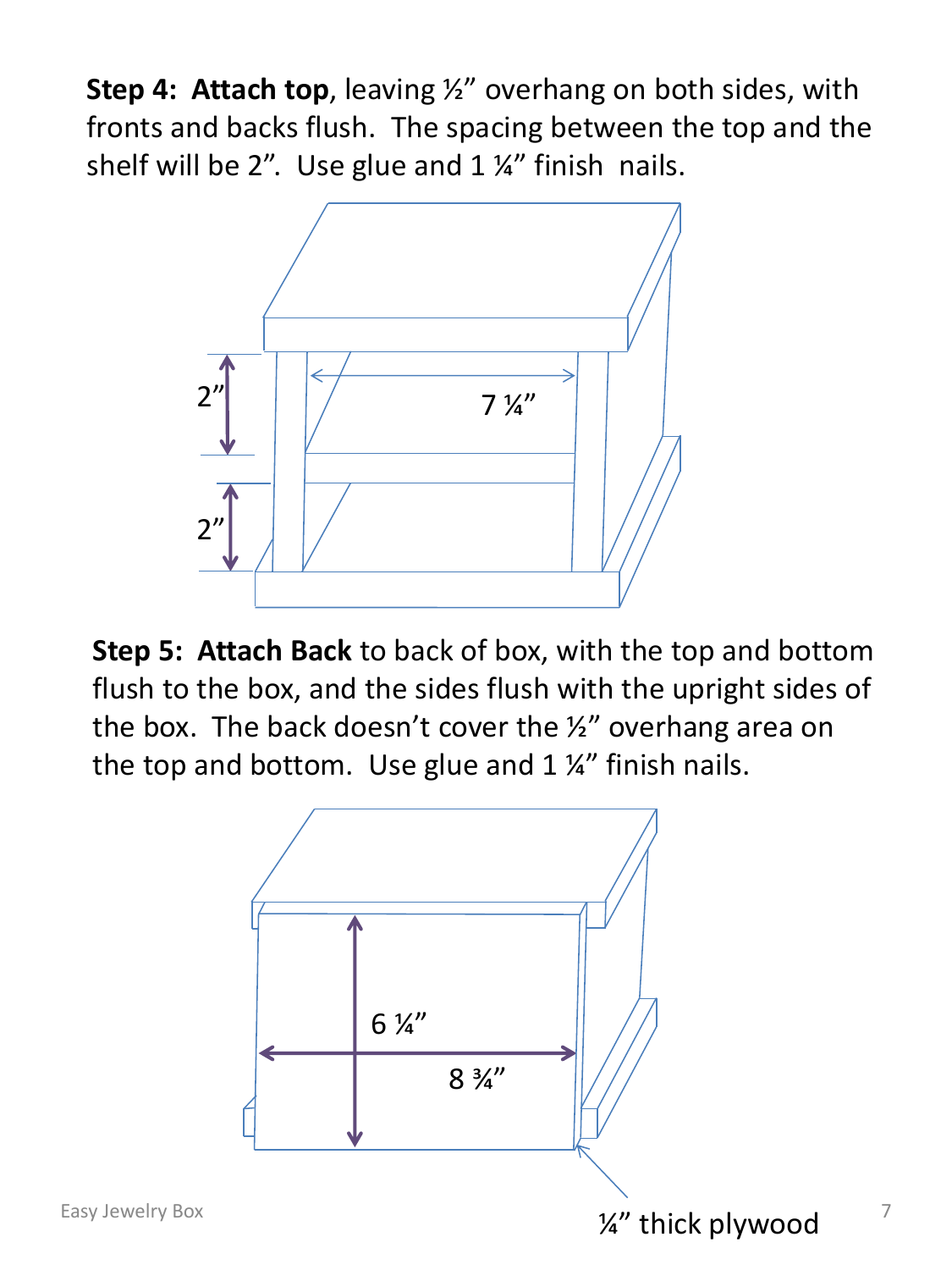**Step 4: Attach top**, leaving ½" overhang on both sides, with fronts and backs flush. The spacing between the top and the shelf will be 2". Use glue and 1 ¼" finish nails.

2"

7 ¼"

2"

**Step 5: Attach Back** to back of box, with the top and bottom flush to the box, and the sides flush with the upright sides of the box. The back doesn't cover the ½" overhang area on the top and bottom. Use glue and 1 ¼" finish nails.

6 ¼"

8 ¾"

¼" thick plywood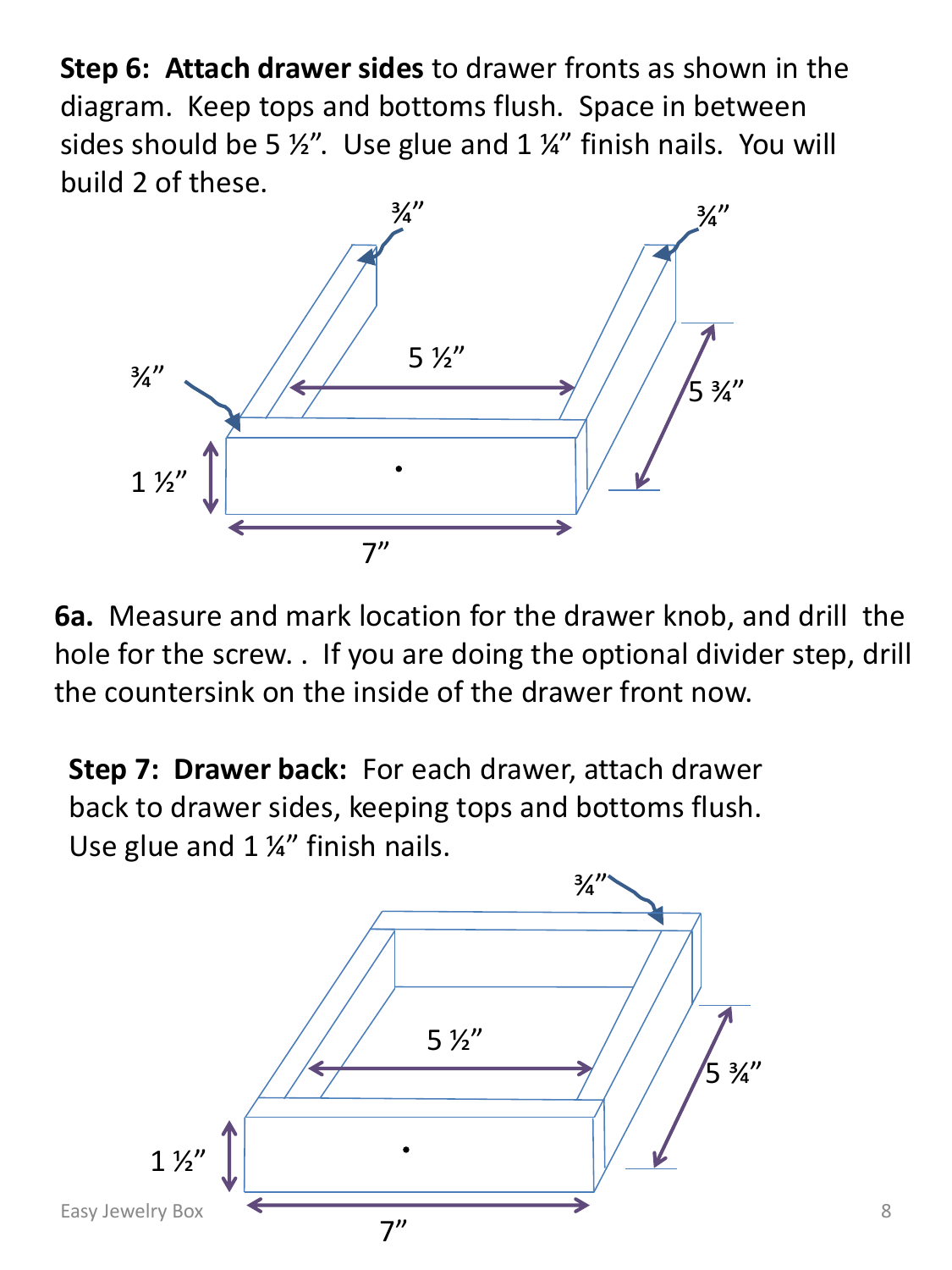**Step 6: Attach drawer sides** to drawer fronts as shown in the diagram. Keep tops and bottoms flush. Space in between sides should be 5 ½". Use glue and 1 ¼" finish nails. You will build 2 of these.

**6a.** Measure and mark location for the drawer knob, and drill the hole for the screw. . If you are doing the optional divider step, drill the countersink on the inside of the drawer front now.

**Step 7: Drawer back:** For each drawer, attach drawer back to drawer sides, keeping tops and bottoms flush. Use glue and 1 ¼" finish nails.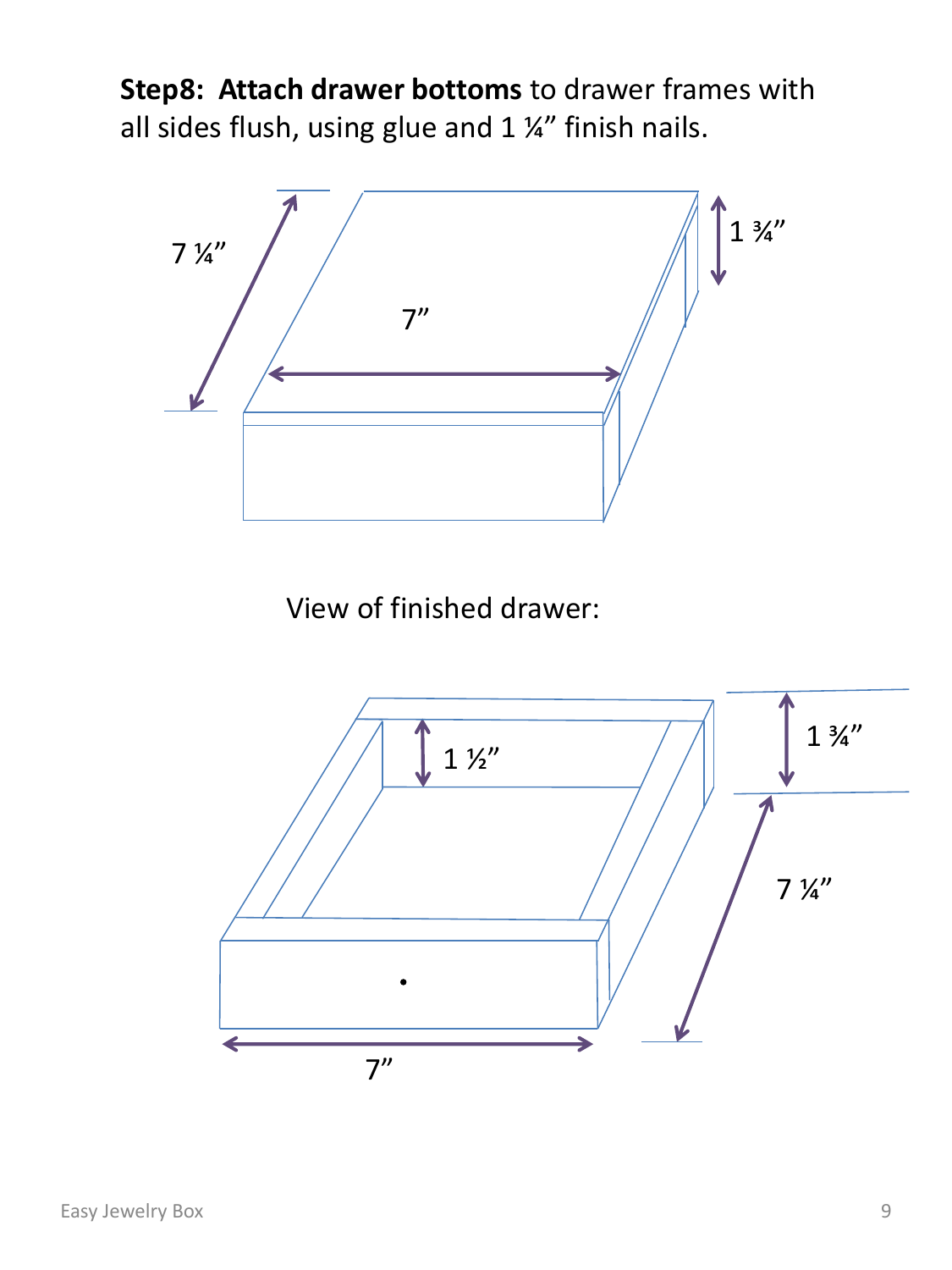**Step8: Attach drawer bottoms** to drawer frames with all sides flush, using glue and 1 ¼” finish nails.

7 ¼”

7”

1 ¾”

View of finished drawer:

1 ½”

1 ¾”

7 ¼”

7”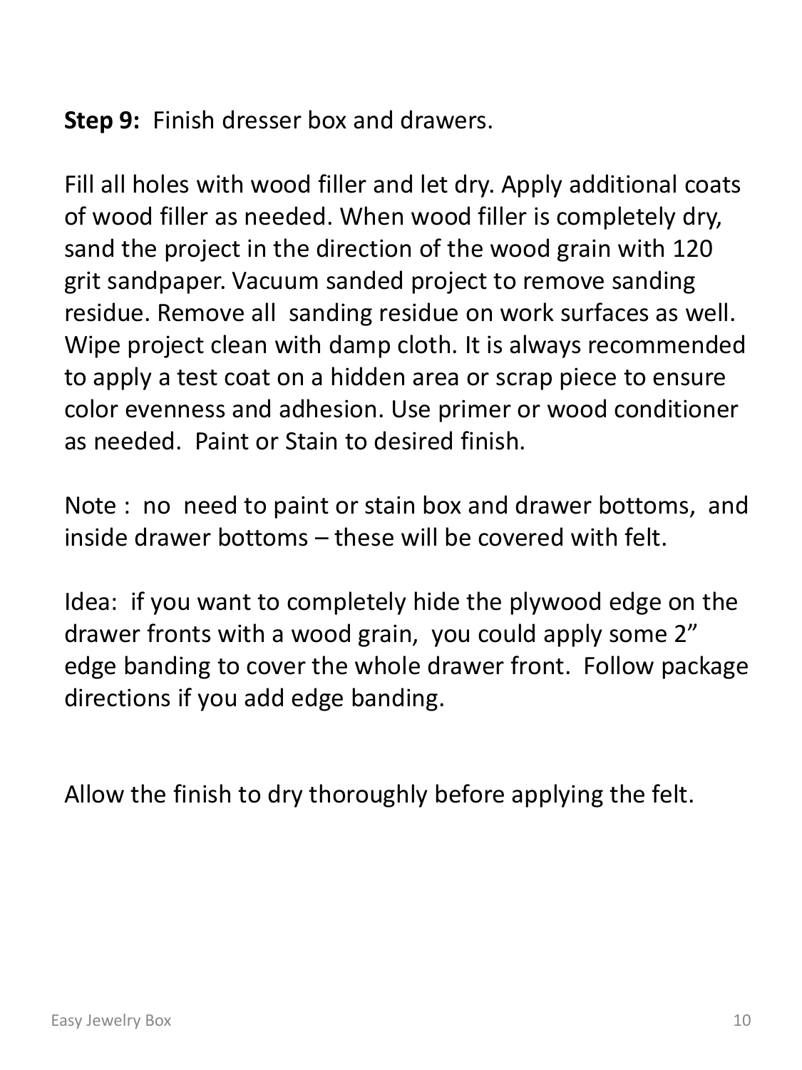**Step 9:** Finish dresser box and drawers.

Fill all holes with wood filler and let dry. Apply additional coats of wood filler as needed. When wood filler is completely dry, sand the project in the direction of the wood grain with 120 grit sandpaper. Vacuum sanded project to remove sanding residue. Remove all sanding residue on work surfaces as well. Wipe project clean with damp cloth. It is always recommended to apply a test coat on a hidden area or scrap piece to ensure color evenness and adhesion. Use primer or wood conditioner as needed. Paint or Stain to desired finish.

Note : no need to paint or stain box and drawer bottoms, and inside drawer bottoms – these will be covered with felt.

Idea: if you want to completely hide the plywood edge on the drawer fronts with a wood grain, you could apply some 2" edge banding to cover the whole drawer front. Follow package directions if you add edge banding.

Allow the finish to dry thoroughly before applying the felt.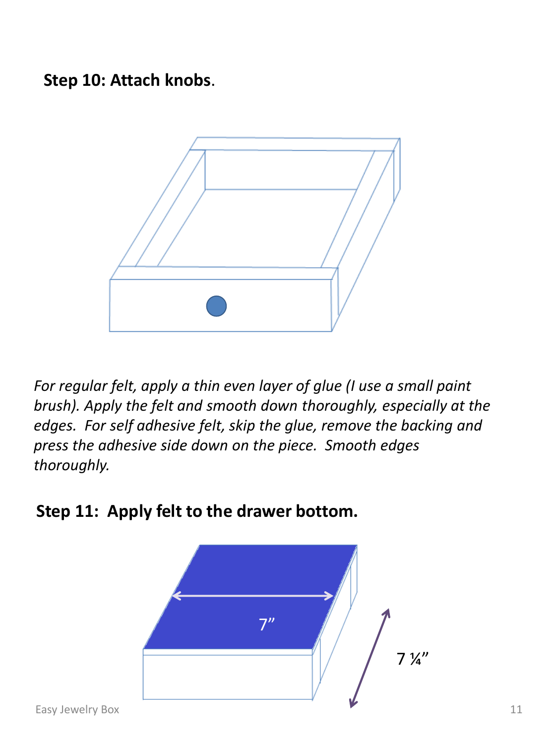**Step 10: Attach knobs**.

*For regular felt, apply a thin even layer of glue (I use a small paint brush). Apply the felt and smooth down thoroughly, especially at the edges. For self adhesive felt, skip the glue, remove the backing and press the adhesive side down on the piece. Smooth edges thoroughly.*

**Step 11: Apply felt to the drawer bottom.**

7”

7 ¼”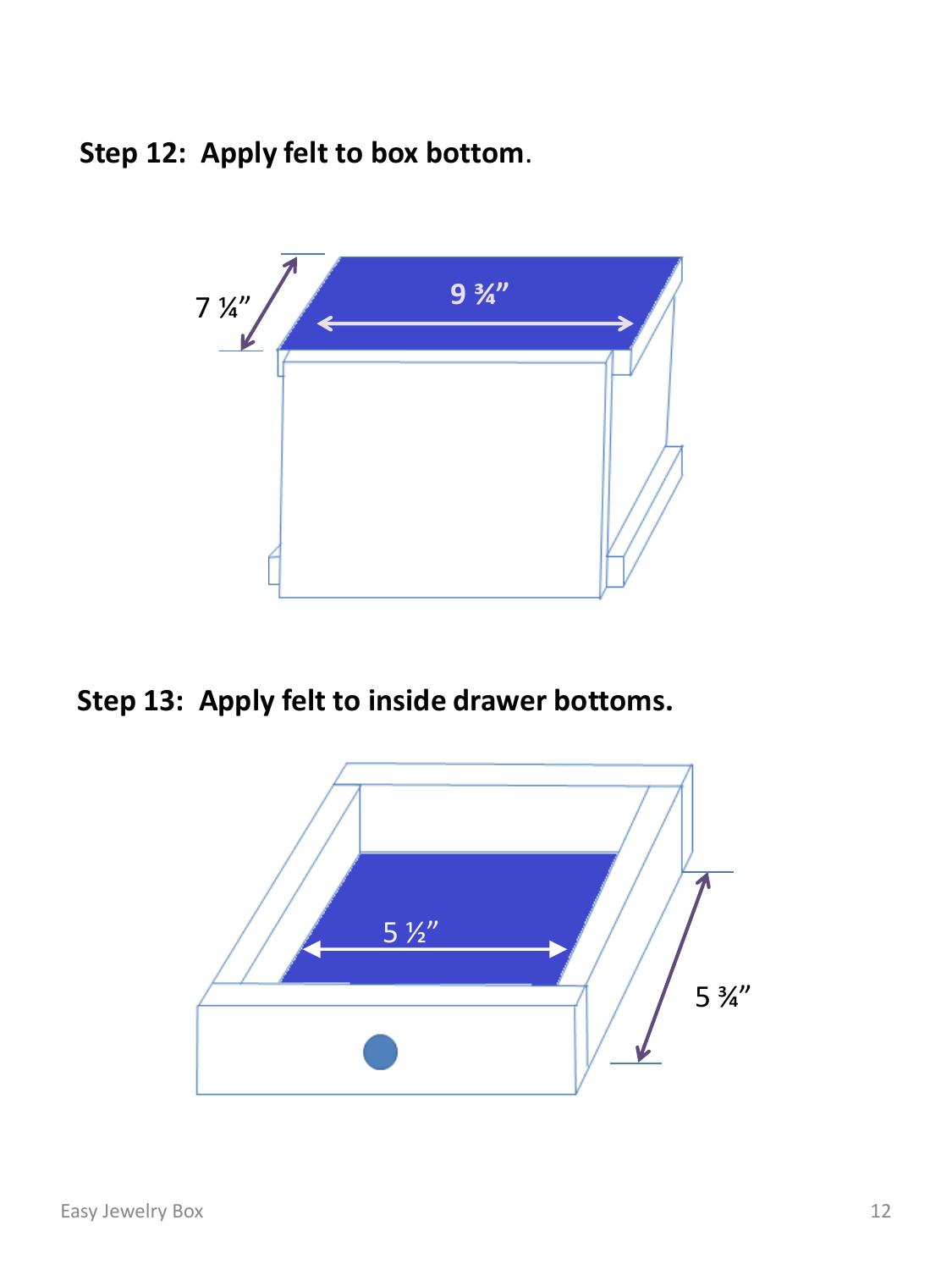**Step 12: Apply felt to box bottom.**

7 ¼”

9 ¾”

**Step 13: Apply felt to inside drawer bottoms.**

5 ½”

5 ¾”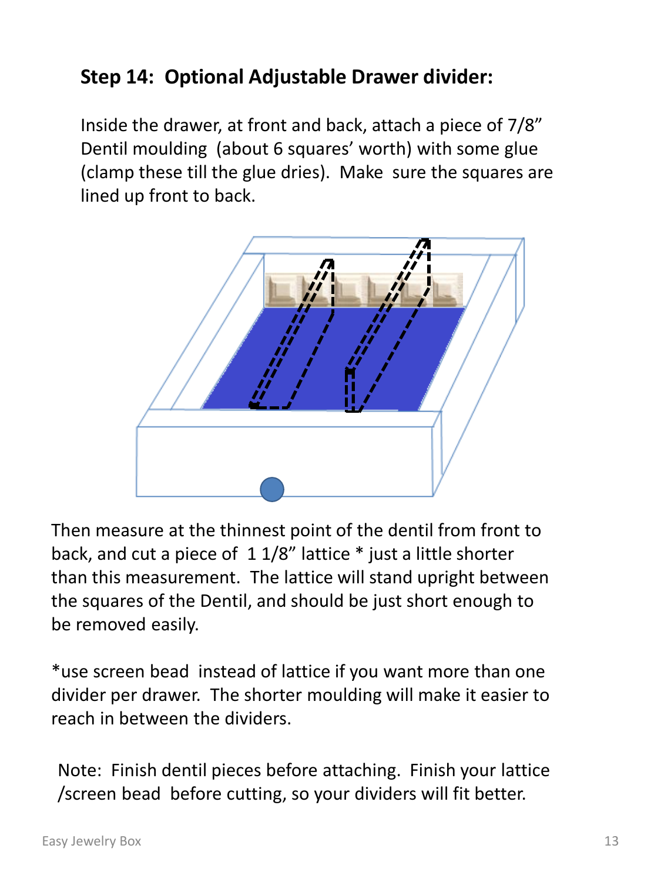## Step 14: Optional Adjustable Drawer divider:

Inside the drawer, at front and back, attach a piece of 7/8" Dentil moulding (about 6 squares' worth) with some glue (clamp these till the glue dries). Make sure the squares are lined up front to back.

Then measure at the thinnest point of the dentil from front to back, and cut a piece of 1 1/8" lattice * just a little shorter than this measurement. The lattice will stand upright between the squares of the Dentil, and should be just short enough to be removed easily.

*use screen bead instead of lattice if you want more than one divider per drawer. The shorter moulding will make it easier to reach in between the dividers.

Note: Finish dentil pieces before attaching. Finish your lattice /screen bead before cutting, so your dividers will fit better.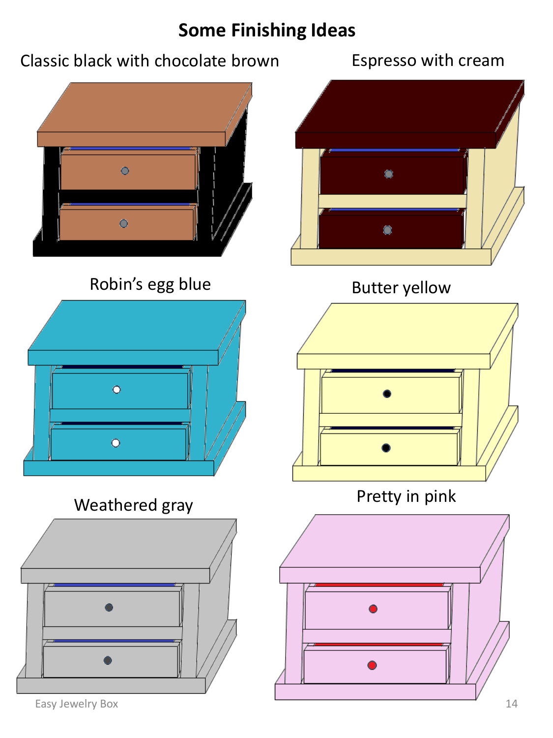# Some Finishing Ideas

Classic black with chocolate brown

Espresso with cream

Robin's egg blue

Butter yellow

Weathered gray

Pretty in pink